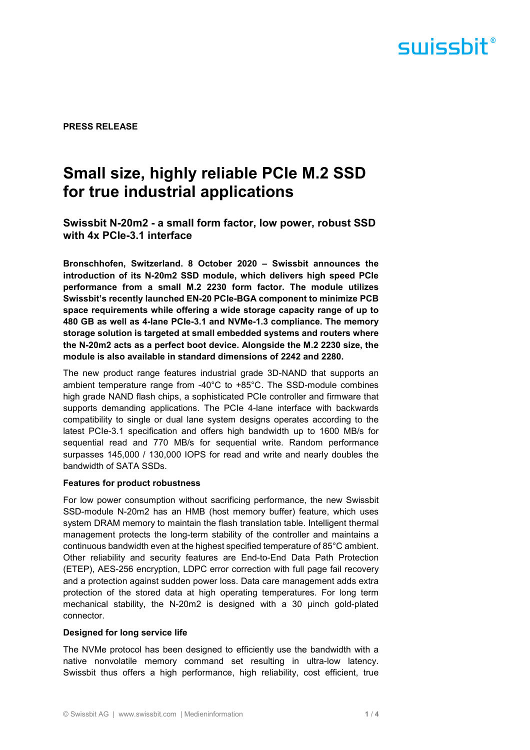**PRESS RELEASE**

# Small size, highly reliable PCIe M.2 SSD for true industrial applications

## Swissbit N-20m2 - a small form factor, low power, robust SSD with 4x PCIe-3.1 interface

**Bronschhofen, Switzerland. 8 October 2020 – Swissbit announces the introduction of its N-20m2 SSD module, which delivers high speed PCIe performance from a small M.2 2230 form factor. The module utilizes Swissbit's recently launched EN-20 PCIe-BGA component to minimize PCB space requirements while offering a wide storage capacity range of up to 480 GB as well as 4-lane PCIe-3.1 and NVMe-1.3 compliance. The memory storage solution is targeted at small embedded systems and routers where the N-20m2 acts as a perfect boot device. Alongside the M.2 2230 size, the module is also available in standard dimensions of 2242 and 2280.**

The new product range features industrial grade 3D-NAND that supports an ambient temperature range from -40°C to +85°C. The SSD-module combines high grade NAND flash chips, a sophisticated PCIe controller and firmware that supports demanding applications. The PCIe 4-lane interface with backwards compatibility to single or dual lane system designs operates according to the latest PCIe-3.1 specification and offers high bandwidth up to 1600 MB/s for sequential read and 770 MB/s for sequential write. Random performance surpasses 145,000 / 130,000 IOPS for read and write and nearly doubles the bandwidth of SATA SSDs.

**Features for product robustness**

For low power consumption without sacrificing performance, the new Swissbit SSD-module N-20m2 has an HMB (host memory buffer) feature, which uses system DRAM memory to maintain the flash translation table. Intelligent thermal management protects the long-term stability of the controller and maintains a continuous bandwidth even at the highest specified temperature of 85°C ambient. Other reliability and security features are End-to-End Data Path Protection (ETEP), AES-256 encryption, LDPC error correction with full page fail recovery and a protection against sudden power loss. Data care management adds extra protection of the stored data at high operating temperatures. For long term mechanical stability, the N-20m2 is designed with a 30 µinch gold-plated connector.

**Designed for long service life**

The NVMe protocol has been designed to efficiently use the bandwidth with a native nonvolatile memory command set resulting in ultra-low latency. Swissbit thus offers a high performance, high reliability, cost efficient, true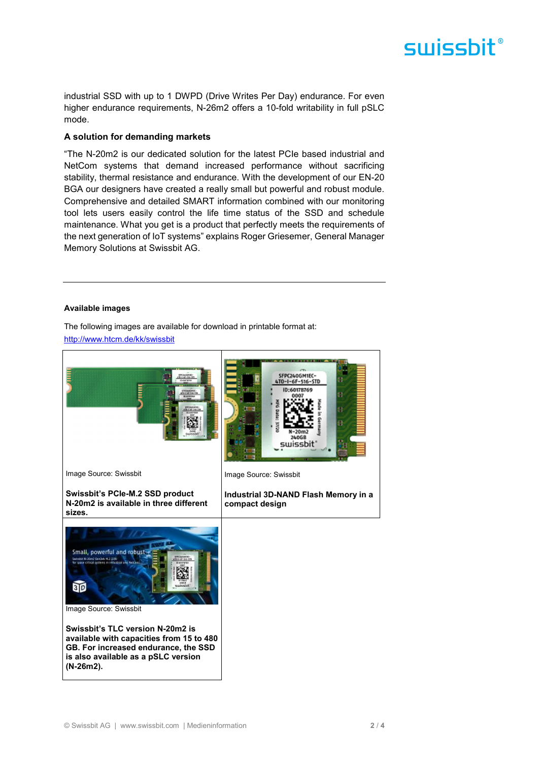industrial SSD with up to 1 DWPD (Drive Writes Per Day) endurance. For even higher endurance requirements, N-26m2 offers a 10-fold writability in full pSLC mode.

**A solution for demanding markets**

"The N-20m2 is our dedicated solution for the latest PCIe based industrial and NetCom systems that demand increased performance without sacrificing stability, thermal resistance and endurance. With the development of our EN-20 BGA our designers have created a really small but powerful and robust module. Comprehensive and detailed SMART information combined with our monitoring tool lets users easily control the life time status of the SSD and schedule maintenance. What you get is a product that perfectly meets the requirements of the next generation of IoT systems" explains Roger Griesemer, General Manager Memory Solutions at Swissbit AG.

---

**Available images**

The following images are available for download in printable format at:
[http://www.htcm.de/kk/swissbit](http://www.htcm.de/kk/swissbit)

| | |
|---|---|
| Image Source: Swissbit<br><br>**Swissbit's PCIe-M.2 SSD product N-20m2 is available in three different sizes.** | Image Source: Swissbit<br><br>**Industrial 3D-NAND Flash Memory in a compact design** |
| Image Source: Swissbit<br><br>**Swissbit's TLC version N-20m2 is available with capacities from 15 to 480 GB. For increased endurance, the SSD is also available as a pSLC version (N-26m2).** | |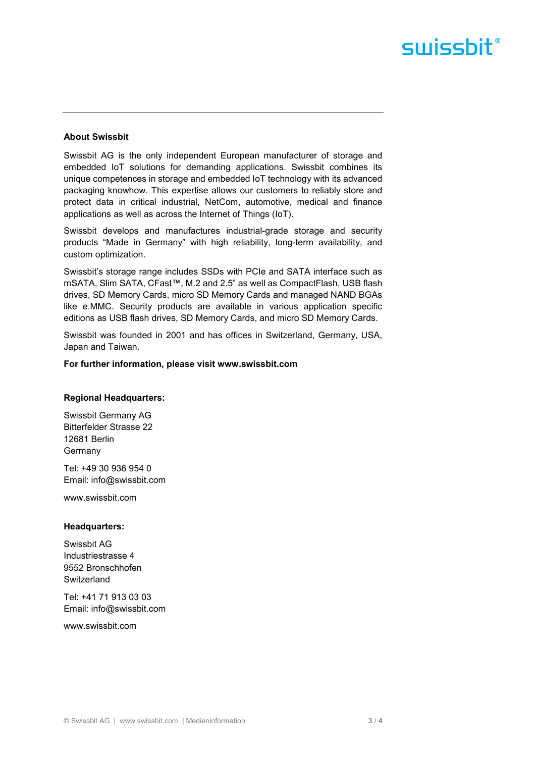**About Swissbit**

Swissbit AG is the only independent European manufacturer of storage and embedded IoT solutions for demanding applications. Swissbit combines its unique competences in storage and embedded IoT technology with its advanced packaging knowhow. This expertise allows our customers to reliably store and protect data in critical industrial, NetCom, automotive, medical and finance applications as well as across the Internet of Things (IoT).

Swissbit develops and manufactures industrial-grade storage and security products “Made in Germany” with high reliability, long-term availability, and custom optimization.

Swissbit’s storage range includes SSDs with PCIe and SATA interface such as mSATA, Slim SATA, CFast™, M.2 and 2.5” as well as CompactFlash, USB flash drives, SD Memory Cards, micro SD Memory Cards and managed NAND BGAs like e.MMC. Security products are available in various application specific editions as USB flash drives, SD Memory Cards, and micro SD Memory Cards.

Swissbit was founded in 2001 and has offices in Switzerland, Germany, USA, Japan and Taiwan.

**For further information, please visit www.swissbit.com**

**Regional Headquarters:**

Swissbit Germany AG
Bitterfelder Strasse 22
12681 Berlin
Germany

Tel: +49 30 936 954 0
Email: info@swissbit.com

www.swissbit.com

**Headquarters:**

Swissbit AG
Industriestrasse 4
9552 Bronschhofen
Switzerland

Tel: +41 71 913 03 03
Email: info@swissbit.com

www.swissbit.com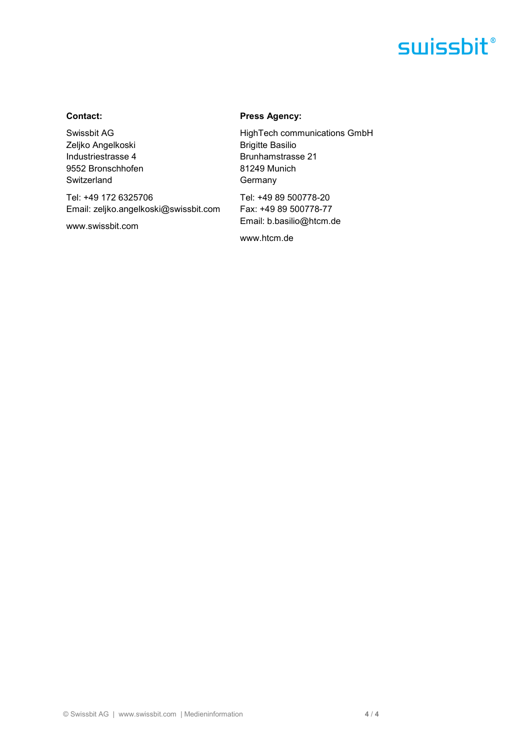**Contact:**

Swissbit AG
Zeljko Angelkoski
Industriestrasse 4
9552 Bronschhofen
Switzerland

Tel: +49 172 6325706
Email: zeljko.angelkoski@swissbit.com

www.swissbit.com

**Press Agency:**

HighTech communications GmbH
Brigitte Basilio
Brunhamstrasse 21
81249 Munich
Germany

Tel: +49 89 500778-20
Fax: +49 89 500778-77
Email: b.basilio@htcm.de

www.htcm.de